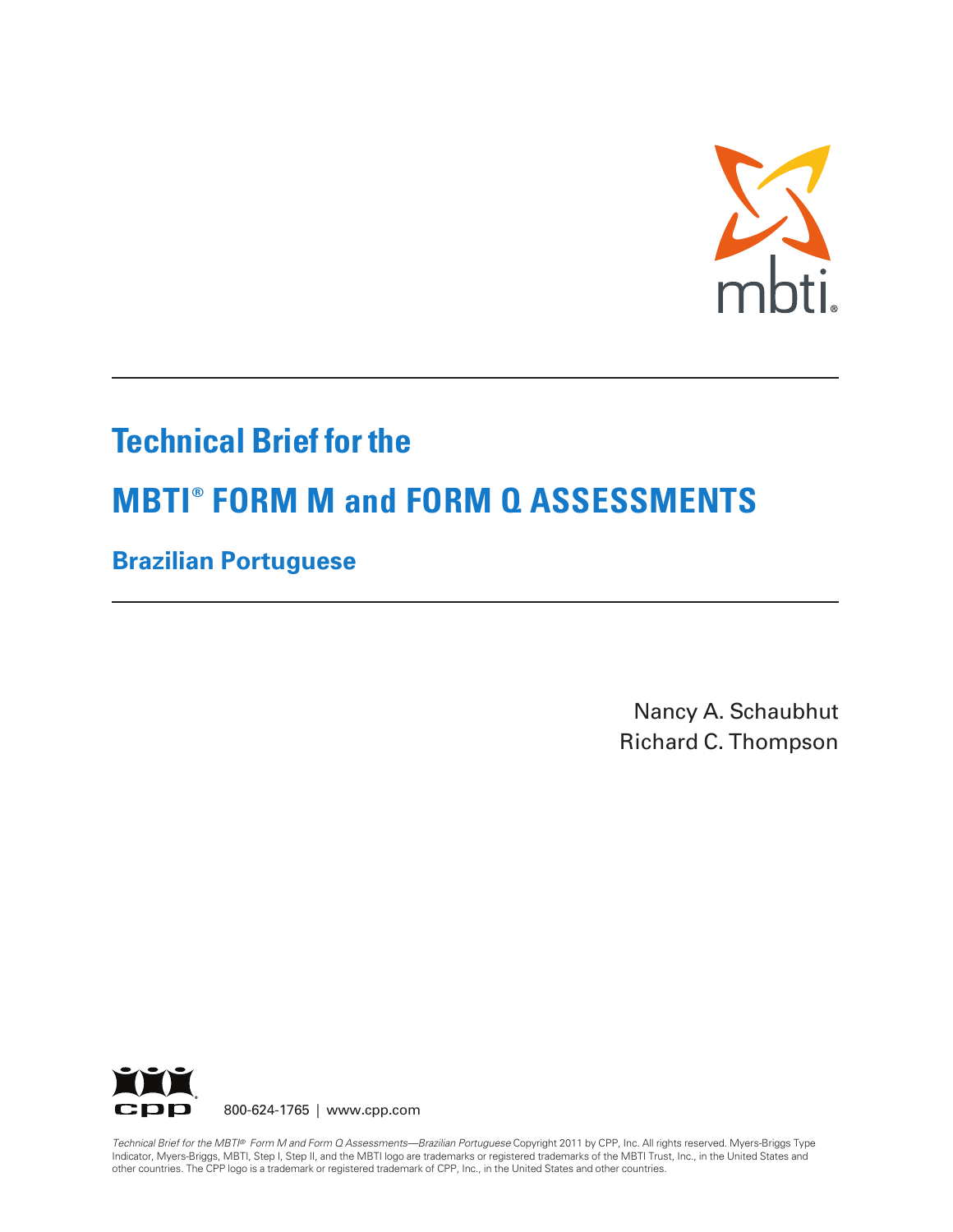# Technical Brief for the

# MBTI® FORM M and FORM Q ASSESSMENTS

## Brazilian Portuguese

Nancy A. Schaubhut
Richard C. Thompson

800-624-1765 | www.cpp.com

*Technical Brief for the MBTI® Form M and Form Q Assessments—Brazilian Portuguese* Copyright 2011 by CPP, Inc. All rights reserved. Myers-Briggs Type Indicator, Myers-Briggs, MBTI, Step I, Step II, and the MBTI logo are trademarks or registered trademarks of the MBTI Trust, Inc., in the United States and other countries. The CPP logo is a trademark or registered trademark of CPP, Inc., in the United States and other countries.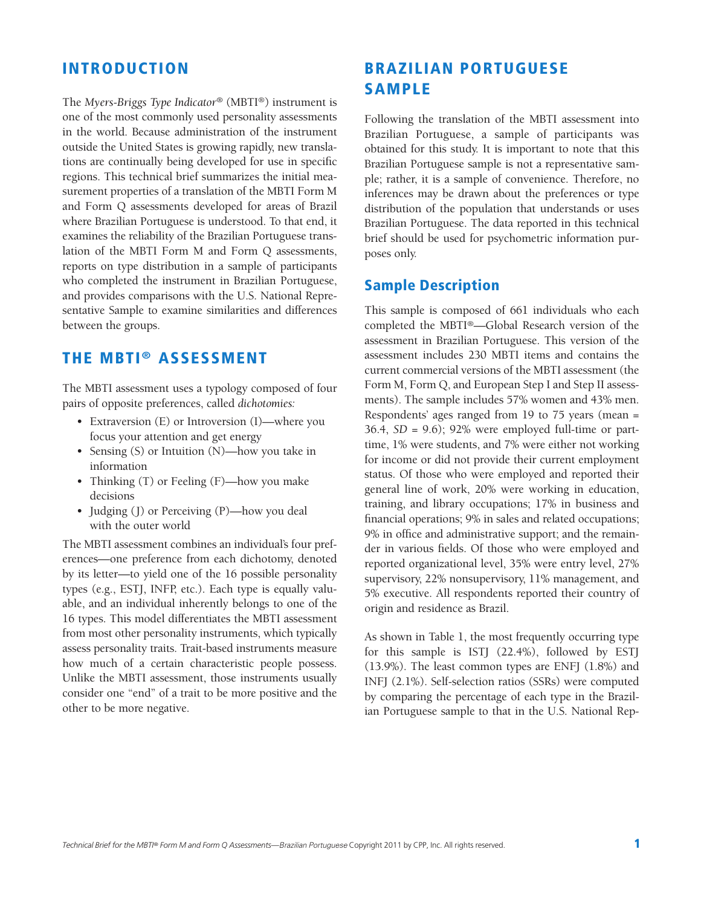## INTRODUCTION

The *Myers-Briggs Type Indicator*® (MBTI®) instrument is one of the most commonly used personality assessments in the world. Because administration of the instrument outside the United States is growing rapidly, new translations are continually being developed for use in specific regions. This technical brief summarizes the initial measurement properties of a translation of the MBTI Form M and Form Q assessments developed for areas of Brazil where Brazilian Portuguese is understood. To that end, it examines the reliability of the Brazilian Portuguese translation of the MBTI Form M and Form Q assessments, reports on type distribution in a sample of participants who completed the instrument in Brazilian Portuguese, and provides comparisons with the U.S. National Representative Sample to examine similarities and differences between the groups.

## THE MBTI® ASSESSMENT

The MBTI assessment uses a typology composed of four pairs of opposite preferences, called *dichotomies:*

- Extraversion (E) or Introversion (I)—where you focus your attention and get energy
- Sensing (S) or Intuition (N)—how you take in information
- Thinking (T) or Feeling (F)—how you make decisions
- Judging (J) or Perceiving (P)—how you deal with the outer world

The MBTI assessment combines an individual's four preferences—one preference from each dichotomy, denoted by its letter—to yield one of the 16 possible personality types (e.g., ESTJ, INFP, etc.). Each type is equally valuable, and an individual inherently belongs to one of the 16 types. This model differentiates the MBTI assessment from most other personality instruments, which typically assess personality traits. Trait-based instruments measure how much of a certain characteristic people possess. Unlike the MBTI assessment, those instruments usually consider one "end" of a trait to be more positive and the other to be more negative.

## BRAZILIAN PORTUGUESE SAMPLE

Following the translation of the MBTI assessment into Brazilian Portuguese, a sample of participants was obtained for this study. It is important to note that this Brazilian Portuguese sample is not a representative sample; rather, it is a sample of convenience. Therefore, no inferences may be drawn about the preferences or type distribution of the population that understands or uses Brazilian Portuguese. The data reported in this technical brief should be used for psychometric information purposes only.

### Sample Description

This sample is composed of 661 individuals who each completed the MBTI®—Global Research version of the assessment in Brazilian Portuguese. This version of the assessment includes 230 MBTI items and contains the current commercial versions of the MBTI assessment (the Form M, Form Q, and European Step I and Step II assessments). The sample includes 57% women and 43% men. Respondents' ages ranged from 19 to 75 years (mean = 36.4, *SD* = 9.6); 92% were employed full-time or part-time, 1% were students, and 7% were either not working for income or did not provide their current employment status. Of those who were employed and reported their general line of work, 20% were working in education, training, and library occupations; 17% in business and financial operations; 9% in sales and related occupations; 9% in office and administrative support; and the remainder in various fields. Of those who were employed and reported organizational level, 35% were entry level, 27% supervisory, 22% nonsupervisory, 11% management, and 5% executive. All respondents reported their country of origin and residence as Brazil.

As shown in Table 1, the most frequently occurring type for this sample is ISTJ (22.4%), followed by ESTJ (13.9%). The least common types are ENFJ (1.8%) and INFJ (2.1%). Self-selection ratios (SSRs) were computed by comparing the percentage of each type in the Brazilian Portuguese sample to that in the U.S. National Rep-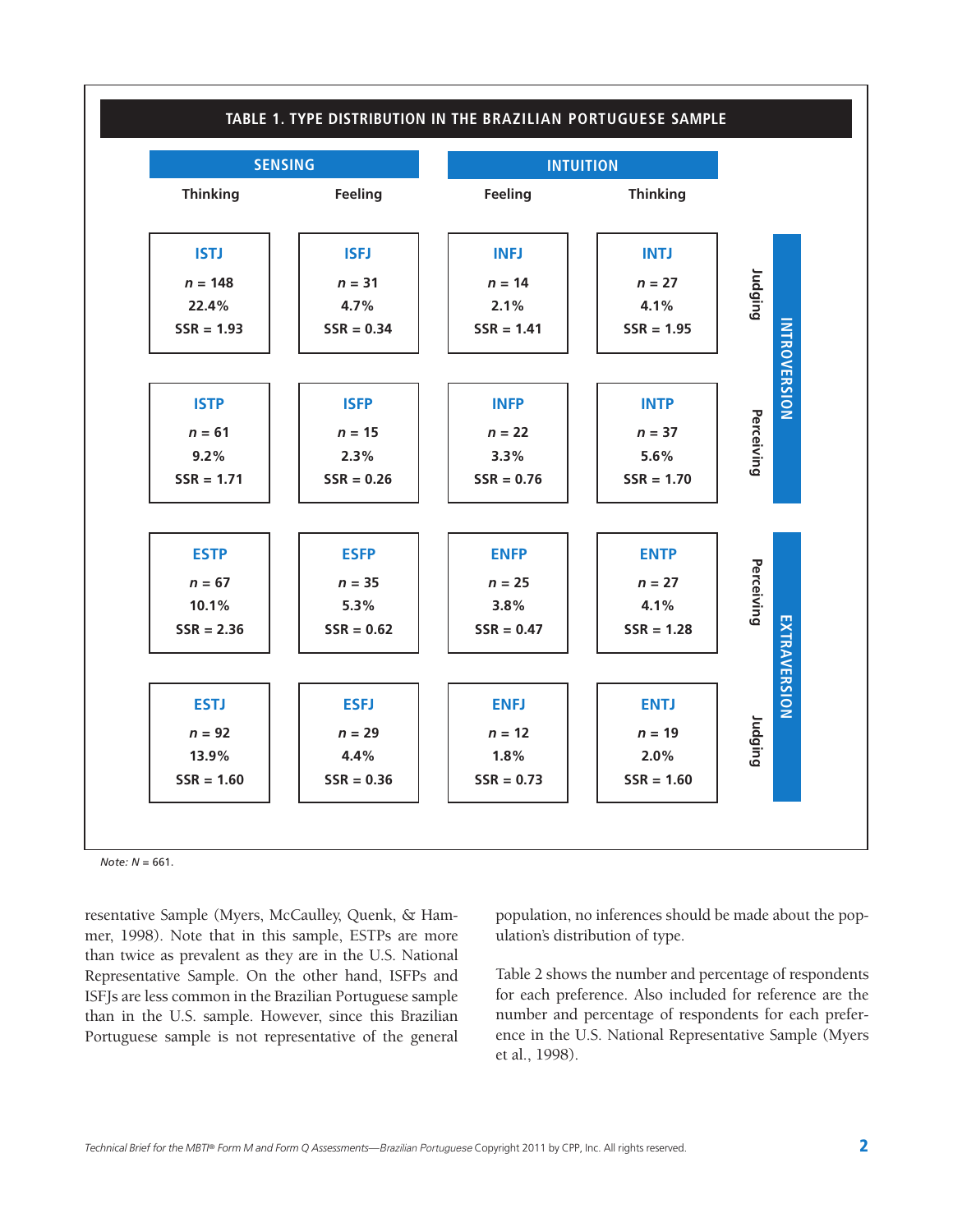**TABLE 1. TYPE DISTRIBUTION IN THE BRAZILIAN PORTUGUESE SAMPLE**

| | | SENSING Thinking | SENSING Feeling | INTUITION Feeling | INTUITION Thinking |
|---|---|---|---|---|---|
| INTROVERSION | Judging | **ISTJ** *n* = 148, 22.4%, SSR = 1.93 | **ISFJ** *n* = 31, 4.7%, SSR = 0.34 | **INFJ** *n* = 14, 2.1%, SSR = 1.41 | **INTJ** *n* = 27, 4.1%, SSR = 1.95 |
| INTROVERSION | Perceiving | **ISTP** *n* = 61, 9.2%, SSR = 1.71 | **ISFP** *n* = 15, 2.3%, SSR = 0.26 | **INFP** *n* = 22, 3.3%, SSR = 0.76 | **INTP** *n* = 37, 5.6%, SSR = 1.70 |
| EXTRAVERSION | Perceiving | **ESTP** *n* = 67, 10.1%, SSR = 2.36 | **ESFP** *n* = 35, 5.3%, SSR = 0.62 | **ENFP** *n* = 25, 3.8%, SSR = 0.47 | **ENTP** *n* = 27, 4.1%, SSR = 1.28 |
| EXTRAVERSION | Judging | **ESTJ** *n* = 92, 13.9%, SSR = 1.60 | **ESFJ** *n* = 29, 4.4%, SSR = 0.36 | **ENFJ** *n* = 12, 1.8%, SSR = 0.73 | **ENTJ** *n* = 19, 2.0%, SSR = 1.60 |

*Note: N* = 661.

resentative Sample (Myers, McCaulley, Quenk, & Hammer, 1998). Note that in this sample, ESTPs are more than twice as prevalent as they are in the U.S. National Representative Sample. On the other hand, ISFPs and ISFJs are less common in the Brazilian Portuguese sample than in the U.S. sample. However, since this Brazilian Portuguese sample is not representative of the general population, no inferences should be made about the population's distribution of type.

Table 2 shows the number and percentage of respondents for each preference. Also included for reference are the number and percentage of respondents for each preference in the U.S. National Representative Sample (Myers et al., 1998).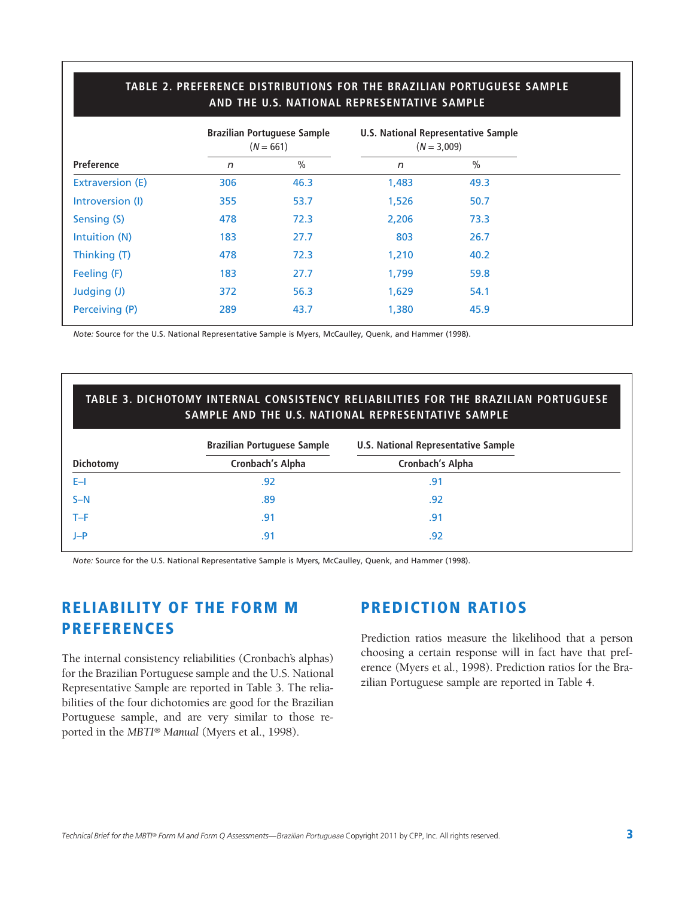**TABLE 2. PREFERENCE DISTRIBUTIONS FOR THE BRAZILIAN PORTUGUESE SAMPLE AND THE U.S. NATIONAL REPRESENTATIVE SAMPLE**

| | Brazilian Portuguese Sample ($N$ = 661) | | U.S. National Representative Sample ($N$ = 3,009) | |
|---|---|---|---|---|
| **Preference** | *n* | % | *n* | % |
| Extraversion (E) | 306 | 46.3 | 1,483 | 49.3 |
| Introversion (I) | 355 | 53.7 | 1,526 | 50.7 |
| Sensing (S) | 478 | 72.3 | 2,206 | 73.3 |
| Intuition (N) | 183 | 27.7 | 803 | 26.7 |
| Thinking (T) | 478 | 72.3 | 1,210 | 40.2 |
| Feeling (F) | 183 | 27.7 | 1,799 | 59.8 |
| Judging (J) | 372 | 56.3 | 1,629 | 54.1 |
| Perceiving (P) | 289 | 43.7 | 1,380 | 45.9 |

*Note:* Source for the U.S. National Representative Sample is Myers, McCaulley, Quenk, and Hammer (1998).

**TABLE 3. DICHOTOMY INTERNAL CONSISTENCY RELIABILITIES FOR THE BRAZILIAN PORTUGUESE SAMPLE AND THE U.S. NATIONAL REPRESENTATIVE SAMPLE**

| | Brazilian Portuguese Sample | U.S. National Representative Sample |
|---|---|---|
| **Dichotomy** | Cronbach's Alpha | Cronbach's Alpha |
| E–I | .92 | .91 |
| S–N | .89 | .92 |
| T–F | .91 | .91 |
| J–P | .91 | .92 |

*Note:* Source for the U.S. National Representative Sample is Myers, McCaulley, Quenk, and Hammer (1998).

## RELIABILITY OF THE FORM M PREFERENCES

The internal consistency reliabilities (Cronbach's alphas) for the Brazilian Portuguese sample and the U.S. National Representative Sample are reported in Table 3. The reliabilities of the four dichotomies are good for the Brazilian Portuguese sample, and are very similar to those reported in the *MBTI® Manual* (Myers et al., 1998).

## PREDICTION RATIOS

Prediction ratios measure the likelihood that a person choosing a certain response will in fact have that preference (Myers et al., 1998). Prediction ratios for the Brazilian Portuguese sample are reported in Table 4.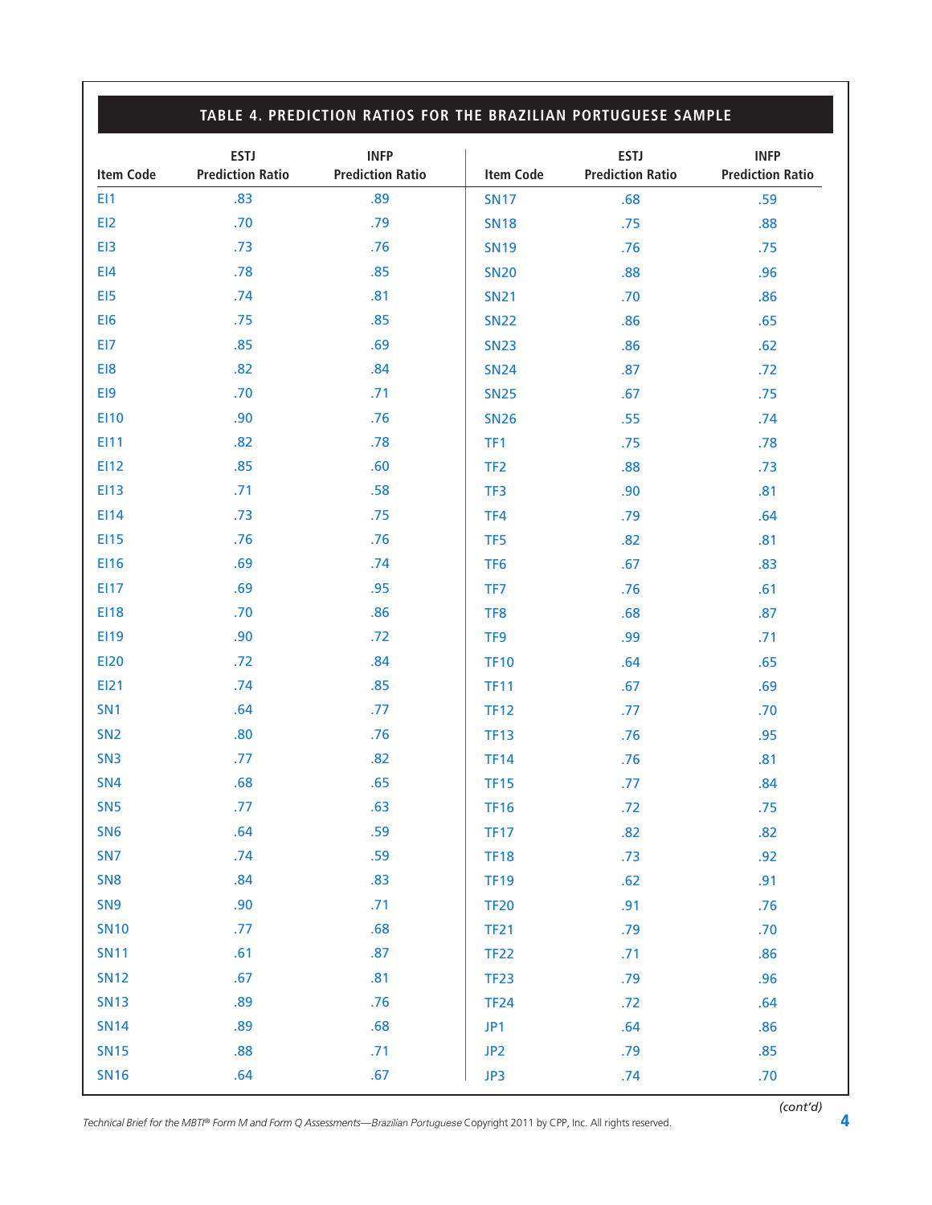## TABLE 4. PREDICTION RATIOS FOR THE BRAZILIAN PORTUGUESE SAMPLE

| Item Code | ESTJ Prediction Ratio | INFP Prediction Ratio | Item Code | ESTJ Prediction Ratio | INFP Prediction Ratio |
|---|---|---|---|---|---|
| EI1 | .83 | .89 | SN17 | .68 | .59 |
| EI2 | .70 | .79 | SN18 | .75 | .88 |
| EI3 | .73 | .76 | SN19 | .76 | .75 |
| EI4 | .78 | .85 | SN20 | .88 | .96 |
| EI5 | .74 | .81 | SN21 | .70 | .86 |
| EI6 | .75 | .85 | SN22 | .86 | .65 |
| EI7 | .85 | .69 | SN23 | .86 | .62 |
| EI8 | .82 | .84 | SN24 | .87 | .72 |
| EI9 | .70 | .71 | SN25 | .67 | .75 |
| EI10 | .90 | .76 | SN26 | .55 | .74 |
| EI11 | .82 | .78 | TF1 | .75 | .78 |
| EI12 | .85 | .60 | TF2 | .88 | .73 |
| EI13 | .71 | .58 | TF3 | .90 | .81 |
| EI14 | .73 | .75 | TF4 | .79 | .64 |
| EI15 | .76 | .76 | TF5 | .82 | .81 |
| EI16 | .69 | .74 | TF6 | .67 | .83 |
| EI17 | .69 | .95 | TF7 | .76 | .61 |
| EI18 | .70 | .86 | TF8 | .68 | .87 |
| EI19 | .90 | .72 | TF9 | .99 | .71 |
| EI20 | .72 | .84 | TF10 | .64 | .65 |
| EI21 | .74 | .85 | TF11 | .67 | .69 |
| SN1 | .64 | .77 | TF12 | .77 | .70 |
| SN2 | .80 | .76 | TF13 | .76 | .95 |
| SN3 | .77 | .82 | TF14 | .76 | .81 |
| SN4 | .68 | .65 | TF15 | .77 | .84 |
| SN5 | .77 | .63 | TF16 | .72 | .75 |
| SN6 | .64 | .59 | TF17 | .82 | .82 |
| SN7 | .74 | .59 | TF18 | .73 | .92 |
| SN8 | .84 | .83 | TF19 | .62 | .91 |
| SN9 | .90 | .71 | TF20 | .91 | .76 |
| SN10 | .77 | .68 | TF21 | .79 | .70 |
| SN11 | .61 | .87 | TF22 | .71 | .86 |
| SN12 | .67 | .81 | TF23 | .79 | .96 |
| SN13 | .89 | .76 | TF24 | .72 | .64 |
| SN14 | .89 | .68 | JP1 | .64 | .86 |
| SN15 | .88 | .71 | JP2 | .79 | .85 |
| SN16 | .64 | .67 | JP3 | .74 | .70 |

*(cont'd)*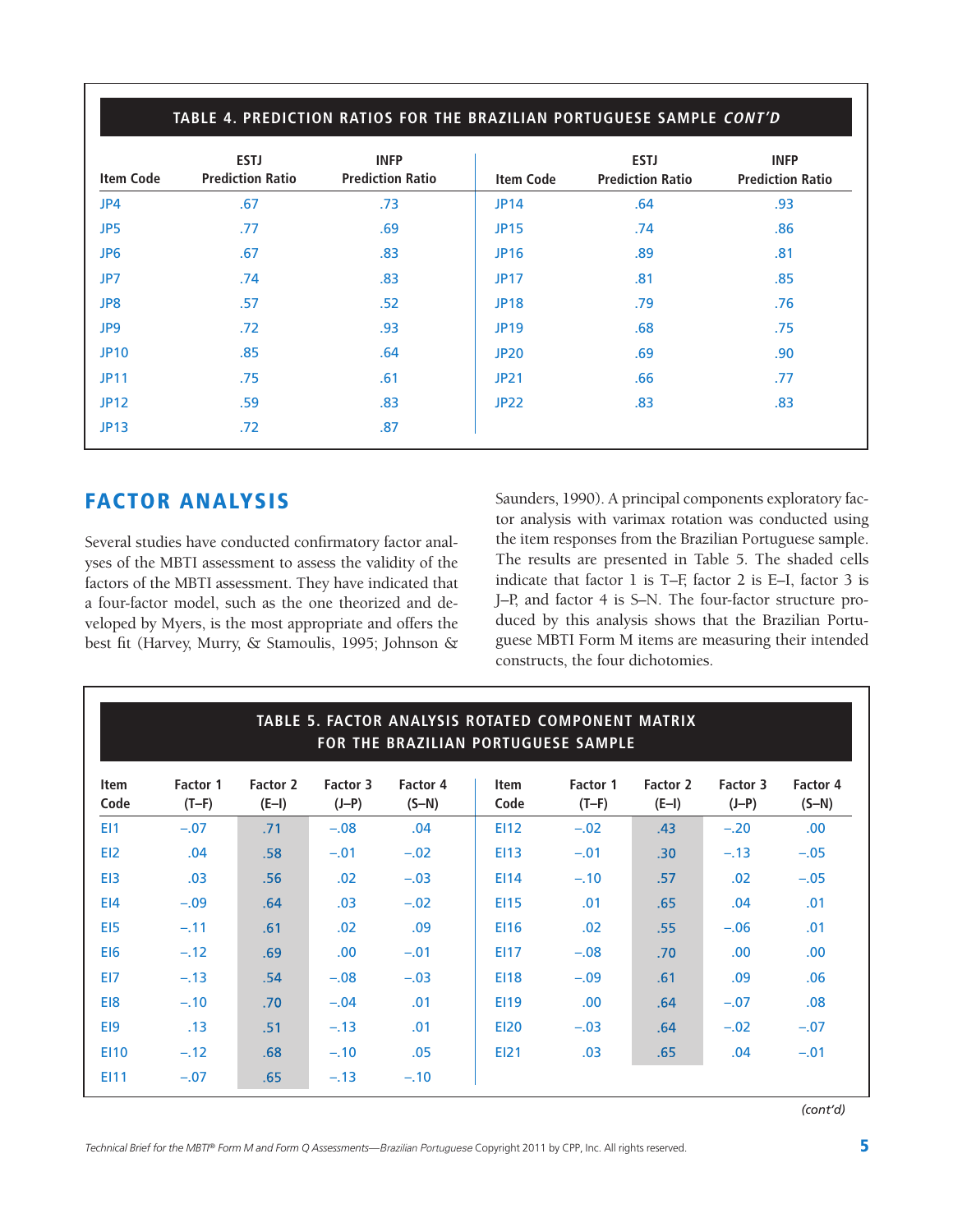**TABLE 4. PREDICTION RATIOS FOR THE BRAZILIAN PORTUGUESE SAMPLE *CONT'D***

| Item Code | ESTJ Prediction Ratio | INFP Prediction Ratio | Item Code | ESTJ Prediction Ratio | INFP Prediction Ratio |
|---|---|---|---|---|---|
| JP4 | .67 | .73 | JP14 | .64 | .93 |
| JP5 | .77 | .69 | JP15 | .74 | .86 |
| JP6 | .67 | .83 | JP16 | .89 | .81 |
| JP7 | .74 | .83 | JP17 | .81 | .85 |
| JP8 | .57 | .52 | JP18 | .79 | .76 |
| JP9 | .72 | .93 | JP19 | .68 | .75 |
| JP10 | .85 | .64 | JP20 | .69 | .90 |
| JP11 | .75 | .61 | JP21 | .66 | .77 |
| JP12 | .59 | .83 | JP22 | .83 | .83 |
| JP13 | .72 | .87 | | | |

## FACTOR ANALYSIS

Several studies have conducted confirmatory factor analyses of the MBTI assessment to assess the validity of the factors of the MBTI assessment. They have indicated that a four-factor model, such as the one theorized and developed by Myers, is the most appropriate and offers the best fit (Harvey, Murry, & Stamoulis, 1995; Johnson & Saunders, 1990). A principal components exploratory factor analysis with varimax rotation was conducted using the item responses from the Brazilian Portuguese sample. The results are presented in Table 5. The shaded cells indicate that factor 1 is T–F, factor 2 is E–I, factor 3 is J–P, and factor 4 is S–N. The four-factor structure produced by this analysis shows that the Brazilian Portuguese MBTI Form M items are measuring their intended constructs, the four dichotomies.

**TABLE 5. FACTOR ANALYSIS ROTATED COMPONENT MATRIX FOR THE BRAZILIAN PORTUGUESE SAMPLE**

| Item Code | Factor 1 (T–F) | Factor 2 (E–I) | Factor 3 (J–P) | Factor 4 (S–N) | Item Code | Factor 1 (T–F) | Factor 2 (E–I) | Factor 3 (J–P) | Factor 4 (S–N) |
|---|---|---|---|---|---|---|---|---|---|
| EI1 | –.07 | .71 | –.08 | .04 | EI12 | –.02 | .43 | –.20 | .00 |
| EI2 | .04 | .58 | –.01 | –.02 | EI13 | –.01 | .30 | –.13 | –.05 |
| EI3 | .03 | .56 | .02 | –.03 | EI14 | –.10 | .57 | .02 | –.05 |
| EI4 | –.09 | .64 | .03 | –.02 | EI15 | .01 | .65 | .04 | .01 |
| EI5 | –.11 | .61 | .02 | .09 | EI16 | .02 | .55 | –.06 | .01 |
| EI6 | –.12 | .69 | .00 | –.01 | EI17 | –.08 | .70 | .00 | .00 |
| EI7 | –.13 | .54 | –.08 | –.03 | EI18 | –.09 | .61 | .09 | .06 |
| EI8 | –.10 | .70 | –.04 | .01 | EI19 | .00 | .64 | –.07 | .08 |
| EI9 | .13 | .51 | –.13 | .01 | EI20 | –.03 | .64 | –.02 | –.07 |
| EI10 | –.12 | .68 | –.10 | .05 | EI21 | .03 | .65 | .04 | –.01 |
| EI11 | –.07 | .65 | –.13 | –.10 | | | | | |

*(cont'd)*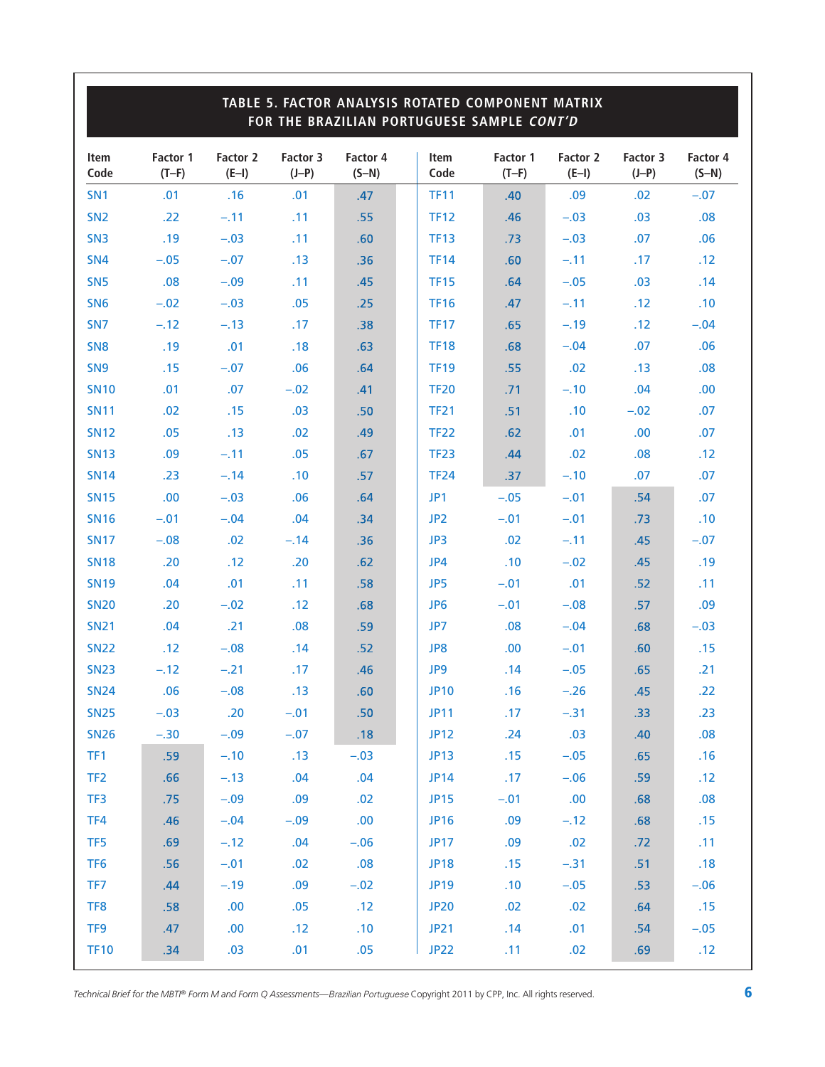## TABLE 5. FACTOR ANALYSIS ROTATED COMPONENT MATRIX FOR THE BRAZILIAN PORTUGUESE SAMPLE *CONT'D*

| Item Code | Factor 1 (T–F) | Factor 2 (E–I) | Factor 3 (J–P) | Factor 4 (S–N) | Item Code | Factor 1 (T–F) | Factor 2 (E–I) | Factor 3 (J–P) | Factor 4 (S–N) |
|---|---|---|---|---|---|---|---|---|---|
| SN1 | .01 | .16 | .01 | .47 | TF11 | .40 | .09 | .02 | –.07 |
| SN2 | .22 | –.11 | .11 | .55 | TF12 | .46 | –.03 | .03 | .08 |
| SN3 | .19 | –.03 | .11 | .60 | TF13 | .73 | –.03 | .07 | .06 |
| SN4 | –.05 | –.07 | .13 | .36 | TF14 | .60 | –.11 | .17 | .12 |
| SN5 | .08 | –.09 | .11 | .45 | TF15 | .64 | –.05 | .03 | .14 |
| SN6 | –.02 | –.03 | .05 | .25 | TF16 | .47 | –.11 | .12 | .10 |
| SN7 | –.12 | –.13 | .17 | .38 | TF17 | .65 | –.19 | .12 | –.04 |
| SN8 | .19 | .01 | .18 | .63 | TF18 | .68 | –.04 | .07 | .06 |
| SN9 | .15 | –.07 | .06 | .64 | TF19 | .55 | .02 | .13 | .08 |
| SN10 | .01 | .07 | –.02 | .41 | TF20 | .71 | –.10 | .04 | .00 |
| SN11 | .02 | .15 | .03 | .50 | TF21 | .51 | .10 | –.02 | .07 |
| SN12 | .05 | .13 | .02 | .49 | TF22 | .62 | .01 | .00 | .07 |
| SN13 | .09 | –.11 | .05 | .67 | TF23 | .44 | .02 | .08 | .12 |
| SN14 | .23 | –.14 | .10 | .57 | TF24 | .37 | –.10 | .07 | .07 |
| SN15 | .00 | –.03 | .06 | .64 | JP1 | –.05 | –.01 | .54 | .07 |
| SN16 | –.01 | –.04 | .04 | .34 | JP2 | –.01 | –.01 | .73 | .10 |
| SN17 | –.08 | .02 | –.14 | .36 | JP3 | .02 | –.11 | .45 | –.07 |
| SN18 | .20 | .12 | .20 | .62 | JP4 | .10 | –.02 | .45 | .19 |
| SN19 | .04 | .01 | .11 | .58 | JP5 | –.01 | .01 | .52 | .11 |
| SN20 | .20 | –.02 | .12 | .68 | JP6 | –.01 | –.08 | .57 | .09 |
| SN21 | .04 | .21 | .08 | .59 | JP7 | .08 | –.04 | .68 | –.03 |
| SN22 | .12 | –.08 | .14 | .52 | JP8 | .00 | –.01 | .60 | .15 |
| SN23 | –.12 | –.21 | .17 | .46 | JP9 | .14 | –.05 | .65 | .21 |
| SN24 | .06 | –.08 | .13 | .60 | JP10 | .16 | –.26 | .45 | .22 |
| SN25 | –.03 | .20 | –.01 | .50 | JP11 | .17 | –.31 | .33 | .23 |
| SN26 | –.30 | –.09 | –.07 | .18 | JP12 | .24 | .03 | .40 | .08 |
| TF1 | .59 | –.10 | .13 | –.03 | JP13 | .15 | –.05 | .65 | .16 |
| TF2 | .66 | –.13 | .04 | .04 | JP14 | .17 | –.06 | .59 | .12 |
| TF3 | .75 | –.09 | .09 | .02 | JP15 | –.01 | .00 | .68 | .08 |
| TF4 | .46 | –.04 | –.09 | .00 | JP16 | .09 | –.12 | .68 | .15 |
| TF5 | .69 | –.12 | .04 | –.06 | JP17 | .09 | .02 | .72 | .11 |
| TF6 | .56 | –.01 | .02 | .08 | JP18 | .15 | –.31 | .51 | .18 |
| TF7 | .44 | –.19 | .09 | –.02 | JP19 | .10 | –.05 | .53 | –.06 |
| TF8 | .58 | .00 | .05 | .12 | JP20 | .02 | .02 | .64 | .15 |
| TF9 | .47 | .00 | .12 | .10 | JP21 | .14 | .01 | .54 | –.05 |
| TF10 | .34 | .03 | .01 | .05 | JP22 | .11 | .02 | .69 | .12 |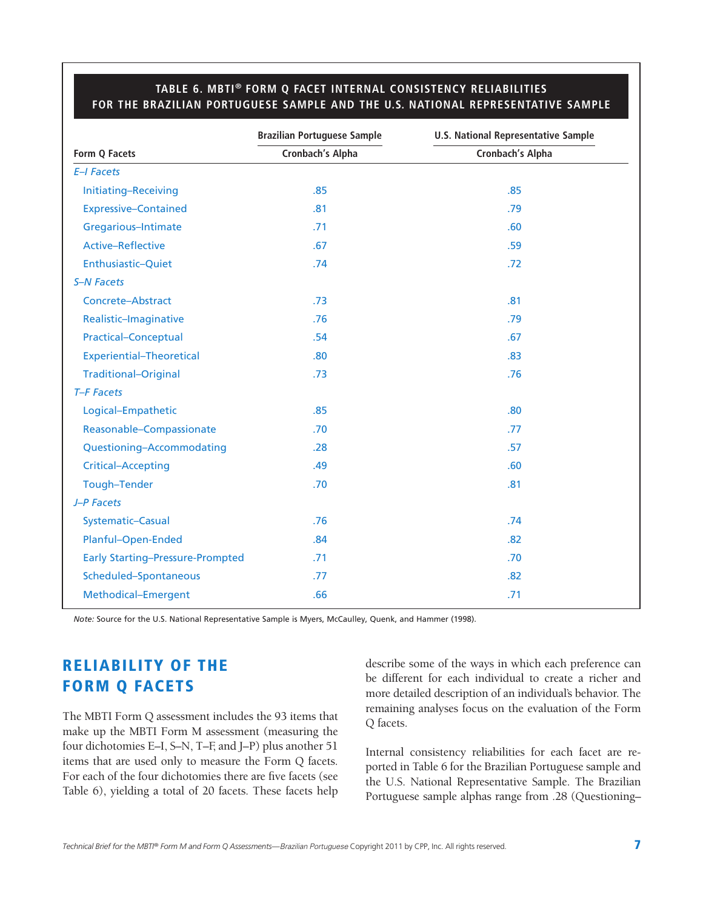**TABLE 6. MBTI® FORM Q FACET INTERNAL CONSISTENCY RELIABILITIES FOR THE BRAZILIAN PORTUGUESE SAMPLE AND THE U.S. NATIONAL REPRESENTATIVE SAMPLE**

| | Brazilian Portuguese Sample | U.S. National Representative Sample |
|---|---|---|
| **Form Q Facets** | **Cronbach's Alpha** | **Cronbach's Alpha** |
| *E–I Facets* | | |
| Initiating–Receiving | .85 | .85 |
| Expressive–Contained | .81 | .79 |
| Gregarious–Intimate | .71 | .60 |
| Active–Reflective | .67 | .59 |
| Enthusiastic–Quiet | .74 | .72 |
| *S–N Facets* | | |
| Concrete–Abstract | .73 | .81 |
| Realistic–Imaginative | .76 | .79 |
| Practical–Conceptual | .54 | .67 |
| Experiential–Theoretical | .80 | .83 |
| Traditional–Original | .73 | .76 |
| *T–F Facets* | | |
| Logical–Empathetic | .85 | .80 |
| Reasonable–Compassionate | .70 | .77 |
| Questioning–Accommodating | .28 | .57 |
| Critical–Accepting | .49 | .60 |
| Tough–Tender | .70 | .81 |
| *J–P Facets* | | |
| Systematic–Casual | .76 | .74 |
| Planful–Open-Ended | .84 | .82 |
| Early Starting–Pressure-Prompted | .71 | .70 |
| Scheduled–Spontaneous | .77 | .82 |
| Methodical–Emergent | .66 | .71 |

*Note:* Source for the U.S. National Representative Sample is Myers, McCaulley, Quenk, and Hammer (1998).

## RELIABILITY OF THE FORM Q FACETS

The MBTI Form Q assessment includes the 93 items that make up the MBTI Form M assessment (measuring the four dichotomies E–I, S–N, T–F, and J–P) plus another 51 items that are used only to measure the Form Q facets. For each of the four dichotomies there are five facets (see Table 6), yielding a total of 20 facets. These facets help describe some of the ways in which each preference can be different for each individual to create a richer and more detailed description of an individual's behavior. The remaining analyses focus on the evaluation of the Form Q facets.

Internal consistency reliabilities for each facet are reported in Table 6 for the Brazilian Portuguese sample and the U.S. National Representative Sample. The Brazilian Portuguese sample alphas range from .28 (Questioning–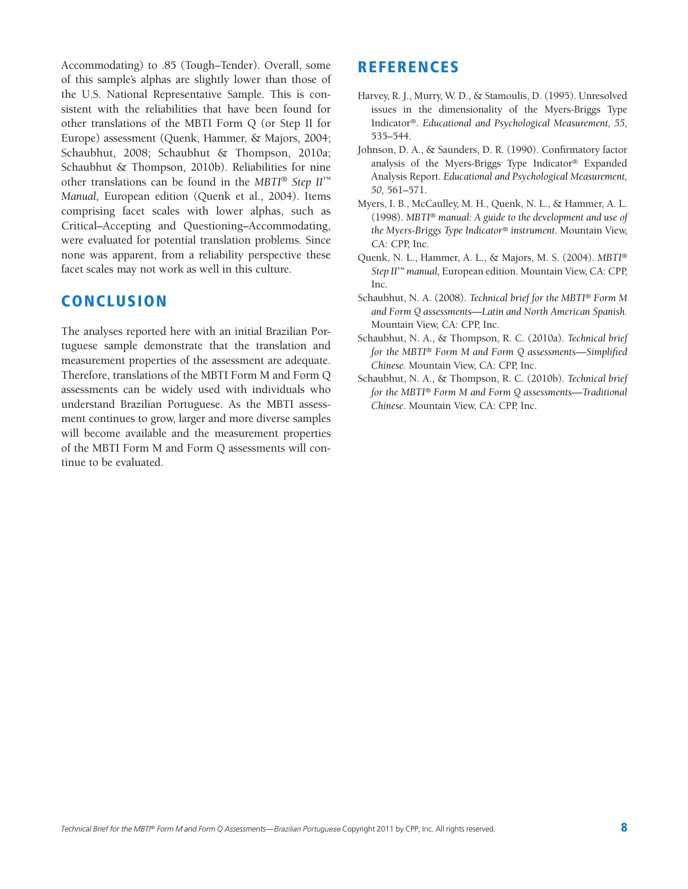Accommodating) to .85 (Tough–Tender). Overall, some of this sample's alphas are slightly lower than those of the U.S. National Representative Sample. This is consistent with the reliabilities that have been found for other translations of the MBTI Form Q (or Step II for Europe) assessment (Quenk, Hammer, & Majors, 2004; Schaubhut, 2008; Schaubhut & Thompson, 2010a; Schaubhut & Thompson, 2010b). Reliabilities for nine other translations can be found in the *MBTI® Step II™ Manual,* European edition (Quenk et al., 2004). Items comprising facet scales with lower alphas, such as Critical–Accepting and Questioning–Accommodating, were evaluated for potential translation problems. Since none was apparent, from a reliability perspective these facet scales may not work as well in this culture.

## CONCLUSION

The analyses reported here with an initial Brazilian Portuguese sample demonstrate that the translation and measurement properties of the assessment are adequate. Therefore, translations of the MBTI Form M and Form Q assessments can be widely used with individuals who understand Brazilian Portuguese. As the MBTI assessment continues to grow, larger and more diverse samples will become available and the measurement properties of the MBTI Form M and Form Q assessments will continue to be evaluated.

## REFERENCES

Harvey, R. J., Murry, W. D., & Stamoulis, D. (1995). Unresolved issues in the dimensionality of the Myers-Briggs Type Indicator®. *Educational and Psychological Measurement, 55,* 535–544.

Johnson, D. A., & Saunders, D. R. (1990). Confirmatory factor analysis of the Myers-Briggs Type Indicator® Expanded Analysis Report. *Educational and Psychological Measurement, 50,* 561–571.

Myers, I. B., McCaulley, M. H., Quenk, N. L., & Hammer, A. L. (1998). *MBTI® manual: A guide to the development and use of the Myers-Briggs Type Indicator® instrument.* Mountain View, CA: CPP, Inc.

Quenk, N. L., Hammer, A. L., & Majors, M. S. (2004). *MBTI® Step II™ manual,* European edition. Mountain View, CA: CPP, Inc.

Schaubhut, N. A. (2008). *Technical brief for the MBTI® Form M and Form Q assessments—Latin and North American Spanish.* Mountain View, CA: CPP, Inc.

Schaubhut, N. A., & Thompson, R. C. (2010a). *Technical brief for the MBTI® Form M and Form Q assessments—Simplified Chinese.* Mountain View, CA: CPP, Inc.

Schaubhut, N. A., & Thompson, R. C. (2010b). *Technical brief for the MBTI® Form M and Form Q assessments—Traditional Chinese*. Mountain View, CA: CPP, Inc.